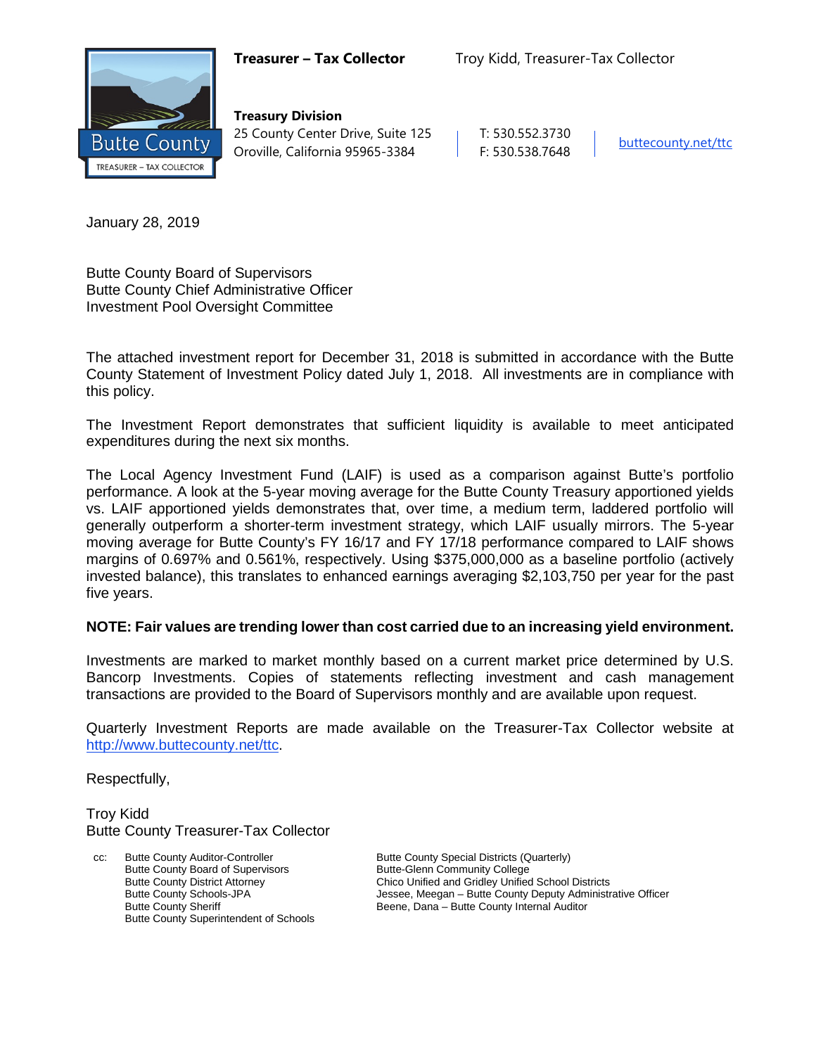**Treasurer – Tax Collector** Troy Kidd, Treasurer-Tax Collector

**Treasury Division**
25 County Center Drive, Suite 125
Oroville, California 95965-3384

T: 530.552.3730
F: 530.538.7648

buttecounty.net/ttc

Butte County
TREASURER – TAX COLLECTOR

January 28, 2019

Butte County Board of Supervisors
Butte County Chief Administrative Officer
Investment Pool Oversight Committee

The attached investment report for December 31, 2018 is submitted in accordance with the Butte County Statement of Investment Policy dated July 1, 2018. All investments are in compliance with this policy.

The Investment Report demonstrates that sufficient liquidity is available to meet anticipated expenditures during the next six months.

The Local Agency Investment Fund (LAIF) is used as a comparison against Butte's portfolio performance. A look at the 5-year moving average for the Butte County Treasury apportioned yields vs. LAIF apportioned yields demonstrates that, over time, a medium term, laddered portfolio will generally outperform a shorter-term investment strategy, which LAIF usually mirrors. The 5-year moving average for Butte County's FY 16/17 and FY 17/18 performance compared to LAIF shows margins of 0.697% and 0.561%, respectively. Using $375,000,000 as a baseline portfolio (actively invested balance), this translates to enhanced earnings averaging $2,103,750 per year for the past five years.

**NOTE: Fair values are trending lower than cost carried due to an increasing yield environment.**

Investments are marked to market monthly based on a current market price determined by U.S. Bancorp Investments. Copies of statements reflecting investment and cash management transactions are provided to the Board of Supervisors monthly and are available upon request.

Quarterly Investment Reports are made available on the Treasurer-Tax Collector website at http://www.buttecounty.net/ttc.

Respectfully,

Troy Kidd
Butte County Treasurer-Tax Collector

cc:
Butte County Auditor-Controller
Butte County Board of Supervisors
Butte County District Attorney
Butte County Schools-JPA
Butte County Sheriff
Butte County Superintendent of Schools
Butte County Special Districts (Quarterly)
Butte-Glenn Community College
Chico Unified and Gridley Unified School Districts
Jessee, Meegan – Butte County Deputy Administrative Officer
Beene, Dana – Butte County Internal Auditor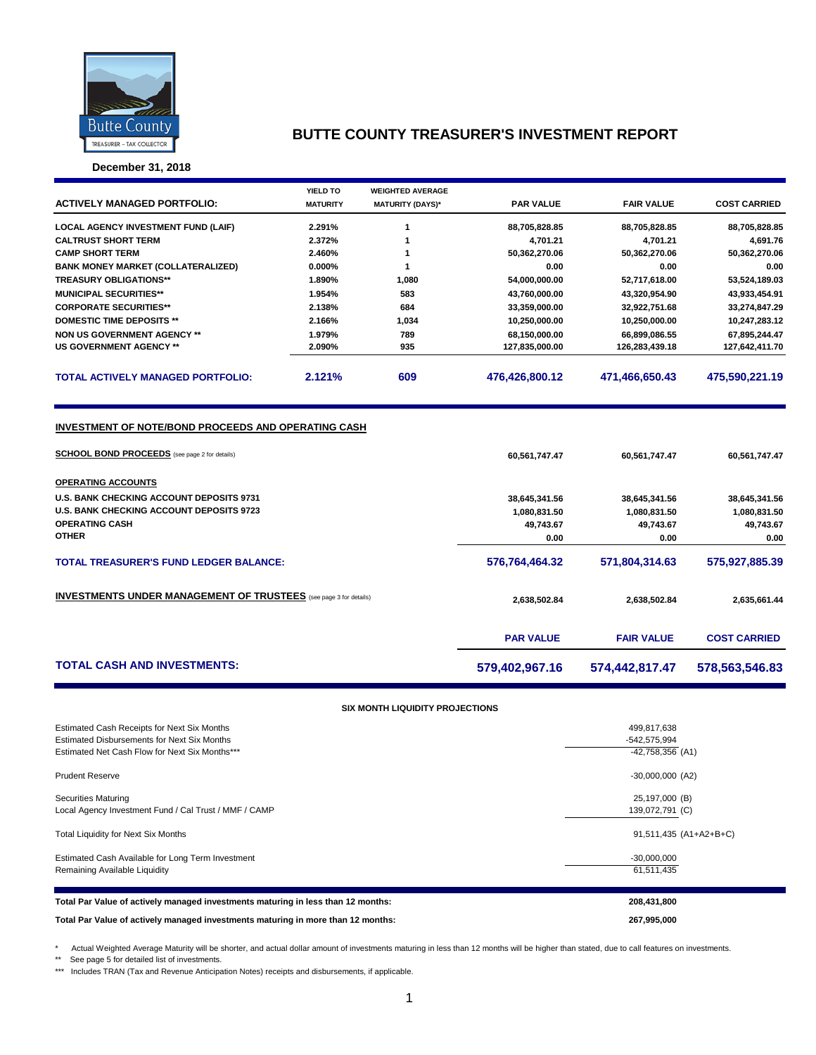# BUTTE COUNTY TREASURER'S INVESTMENT REPORT

**December 31, 2018**

| ACTIVELY MANAGED PORTFOLIO: | YIELD TO MATURITY | WEIGHTED AVERAGE MATURITY (DAYS)* | PAR VALUE | FAIR VALUE | COST CARRIED |
|---|---|---|---|---|---|
| LOCAL AGENCY INVESTMENT FUND (LAIF) | 2.291% | 1 | 88,705,828.85 | 88,705,828.85 | 88,705,828.85 |
| CALTRUST SHORT TERM | 2.372% | 1 | 4,701.21 | 4,701.21 | 4,691.76 |
| CAMP SHORT TERM | 2.460% | 1 | 50,362,270.06 | 50,362,270.06 | 50,362,270.06 |
| BANK MONEY MARKET (COLLATERALIZED) | 0.000% | 1 | 0.00 | 0.00 | 0.00 |
| TREASURY OBLIGATIONS** | 1.890% | 1,080 | 54,000,000.00 | 52,717,618.00 | 53,524,189.03 |
| MUNICIPAL SECURITIES** | 1.954% | 583 | 43,760,000.00 | 43,320,954.90 | 43,933,454.91 |
| CORPORATE SECURITIES** | 2.138% | 684 | 33,359,000.00 | 32,922,751.68 | 33,274,847.29 |
| DOMESTIC TIME DEPOSITS ** | 2.166% | 1,034 | 10,250,000.00 | 10,250,000.00 | 10,247,283.12 |
| NON US GOVERNMENT AGENCY ** | 1.979% | 789 | 68,150,000.00 | 66,899,086.55 | 67,895,244.47 |
| US GOVERNMENT AGENCY ** | 2.090% | 935 | 127,835,000.00 | 126,283,439.18 | 127,642,411.70 |
| **TOTAL ACTIVELY MANAGED PORTFOLIO:** | **2.121%** | **609** | **476,426,800.12** | **471,466,650.43** | **475,590,221.19** |

## INVESTMENT OF NOTE/BOND PROCEEDS AND OPERATING CASH

| | PAR VALUE | FAIR VALUE | COST CARRIED |
|---|---|---|---|
| **SCHOOL BOND PROCEEDS** (see page 2 for details) | 60,561,747.47 | 60,561,747.47 | 60,561,747.47 |
| **OPERATING ACCOUNTS** | | | |
| U.S. BANK CHECKING ACCOUNT DEPOSITS 9731 | 38,645,341.56 | 38,645,341.56 | 38,645,341.56 |
| U.S. BANK CHECKING ACCOUNT DEPOSITS 9723 | 1,080,831.50 | 1,080,831.50 | 1,080,831.50 |
| OPERATING CASH | 49,743.67 | 49,743.67 | 49,743.67 |
| OTHER | 0.00 | 0.00 | 0.00 |
| **TOTAL TREASURER'S FUND LEDGER BALANCE:** | **576,764,464.32** | **571,804,314.63** | **575,927,885.39** |
| **INVESTMENTS UNDER MANAGEMENT OF TRUSTEES** (see page 3 for details) | 2,638,502.84 | 2,638,502.84 | 2,635,661.44 |
| | **PAR VALUE** | **FAIR VALUE** | **COST CARRIED** |
| **TOTAL CASH AND INVESTMENTS:** | **579,402,967.16** | **574,442,817.47** | **578,563,546.83** |

### SIX MONTH LIQUIDITY PROJECTIONS

| | | |
|---|---|---|
| Estimated Cash Receipts for Next Six Months | 499,817,638 | |
| Estimated Disbursements for Next Six Months | -542,575,994 | |
| Estimated Net Cash Flow for Next Six Months*** | -42,758,356 | (A1) |
| Prudent Reserve | -30,000,000 | (A2) |
| Securities Maturing | 25,197,000 | (B) |
| Local Agency Investment Fund / Cal Trust / MMF / CAMP | 139,072,791 | (C) |
| Total Liquidity for Next Six Months | 91,511,435 | (A1+A2+B+C) |
| Estimated Cash Available for Long Term Investment | -30,000,000 | |
| Remaining Available Liquidity | 61,511,435 | |

**Total Par Value of actively managed investments maturing in less than 12 months:** 208,431,800

**Total Par Value of actively managed investments maturing in more than 12 months:** 267,995,000

\* Actual Weighted Average Maturity will be shorter, and actual dollar amount of investments maturing in less than 12 months will be higher than stated, due to call features on investments.

** See page 5 for detailed list of investments.

*** Includes TRAN (Tax and Revenue Anticipation Notes) receipts and disbursements, if applicable.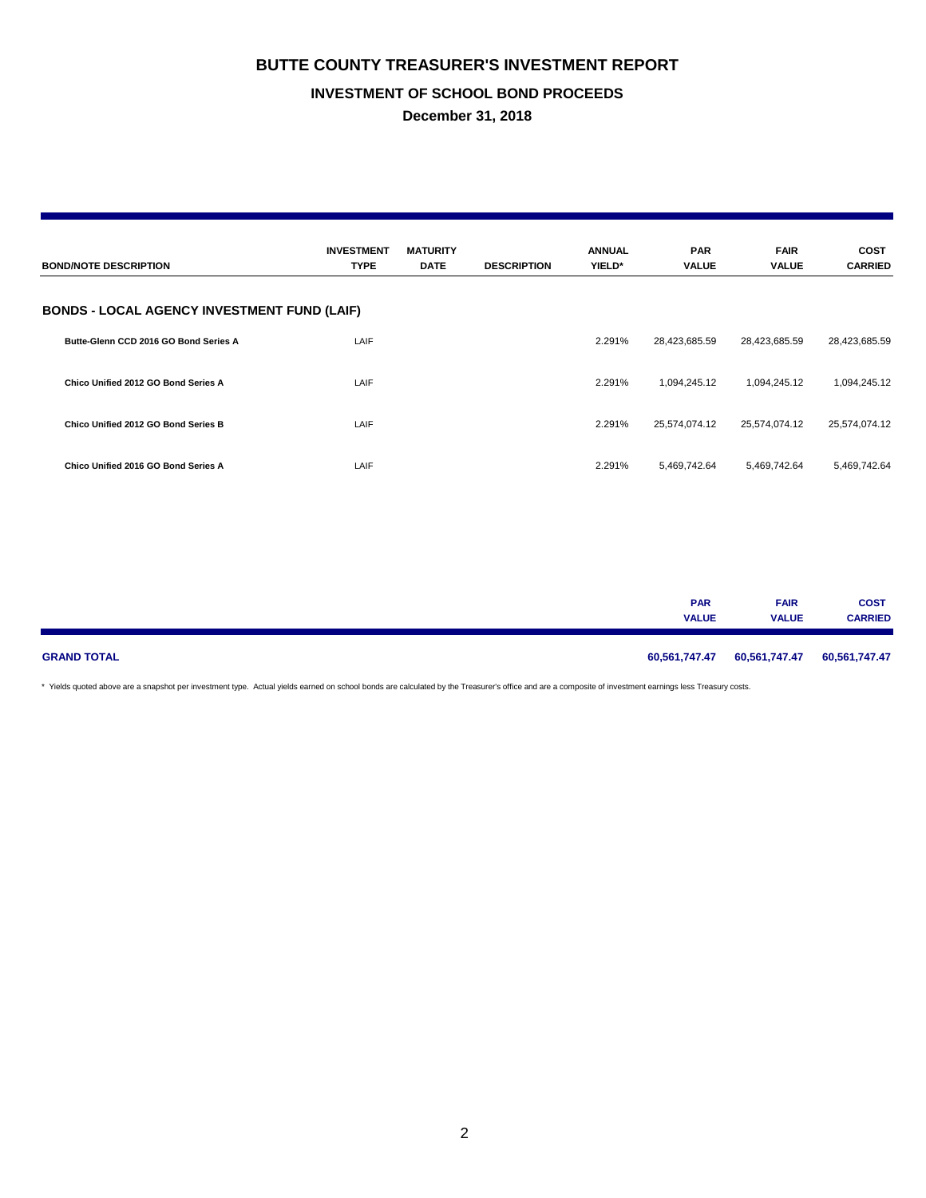# BUTTE COUNTY TREASURER'S INVESTMENT REPORT

## INVESTMENT OF SCHOOL BOND PROCEEDS

**December 31, 2018**

| BOND/NOTE DESCRIPTION | INVESTMENT TYPE | MATURITY DATE | DESCRIPTION | ANNUAL YIELD* | PAR VALUE | FAIR VALUE | COST CARRIED |
|---|---|---|---|---|---|---|---|
| **BONDS - LOCAL AGENCY INVESTMENT FUND (LAIF)** | | | | | | | |
| **Butte-Glenn CCD 2016 GO Bond Series A** | LAIF | | | 2.291% | 28,423,685.59 | 28,423,685.59 | 28,423,685.59 |
| **Chico Unified 2012 GO Bond Series A** | LAIF | | | 2.291% | 1,094,245.12 | 1,094,245.12 | 1,094,245.12 |
| **Chico Unified 2012 GO Bond Series B** | LAIF | | | 2.291% | 25,574,074.12 | 25,574,074.12 | 25,574,074.12 |
| **Chico Unified 2016 GO Bond Series A** | LAIF | | | 2.291% | 5,469,742.64 | 5,469,742.64 | 5,469,742.64 |

| | PAR VALUE | FAIR VALUE | COST CARRIED |
|---|---|---|---|
| **GRAND TOTAL** | **60,561,747.47** | **60,561,747.47** | **60,561,747.47** |

\* Yields quoted above are a snapshot per investment type. Actual yields earned on school bonds are calculated by the Treasurer's office and are a composite of investment earnings less Treasury costs.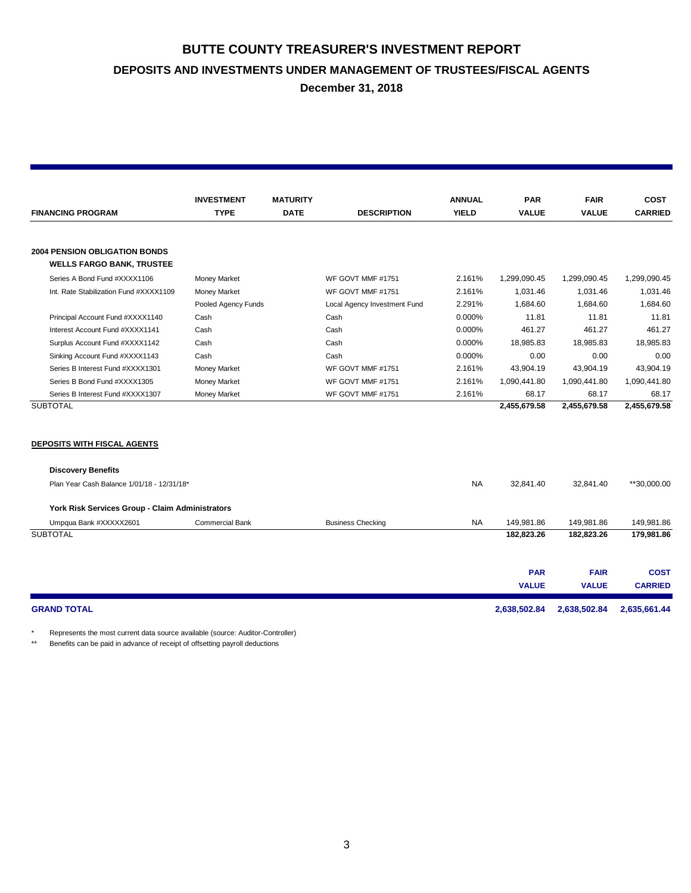# BUTTE COUNTY TREASURER'S INVESTMENT REPORT

## DEPOSITS AND INVESTMENTS UNDER MANAGEMENT OF TRUSTEES/FISCAL AGENTS

### December 31, 2018

| FINANCING PROGRAM | INVESTMENT TYPE | MATURITY DATE | DESCRIPTION | ANNUAL YIELD | PAR VALUE | FAIR VALUE | COST CARRIED |
|---|---|---|---|---|---|---|---|
| **2004 PENSION OBLIGATION BONDS** | | | | | | | |
| **WELLS FARGO BANK, TRUSTEE** | | | | | | | |
| Series A Bond Fund #XXXX1106 | Money Market | | WF GOVT MMF #1751 | 2.161% | 1,299,090.45 | 1,299,090.45 | 1,299,090.45 |
| Int. Rate Stabilization Fund #XXXX1109 | Money Market | | WF GOVT MMF #1751 | 2.161% | 1,031.46 | 1,031.46 | 1,031.46 |
| | Pooled Agency Funds | | Local Agency Investment Fund | 2.291% | 1,684.60 | 1,684.60 | 1,684.60 |
| Principal Account Fund #XXXX1140 | Cash | | Cash | 0.000% | 11.81 | 11.81 | 11.81 |
| Interest Account Fund #XXXX1141 | Cash | | Cash | 0.000% | 461.27 | 461.27 | 461.27 |
| Surplus Account Fund #XXXX1142 | Cash | | Cash | 0.000% | 18,985.83 | 18,985.83 | 18,985.83 |
| Sinking Account Fund #XXXX1143 | Cash | | Cash | 0.000% | 0.00 | 0.00 | 0.00 |
| Series B Interest Fund #XXXX1301 | Money Market | | WF GOVT MMF #1751 | 2.161% | 43,904.19 | 43,904.19 | 43,904.19 |
| Series B Bond Fund #XXXX1305 | Money Market | | WF GOVT MMF #1751 | 2.161% | 1,090,441.80 | 1,090,441.80 | 1,090,441.80 |
| Series B Interest Fund #XXXX1307 | Money Market | | WF GOVT MMF #1751 | 2.161% | 68.17 | 68.17 | 68.17 |
| SUBTOTAL | | | | | **2,455,679.58** | **2,455,679.58** | **2,455,679.58** |
| **DEPOSITS WITH FISCAL AGENTS** | | | | | | | |
| **Discovery Benefits** | | | | | | | |
| Plan Year Cash Balance 1/01/18 - 12/31/18* | | | | NA | 32,841.40 | 32,841.40 | **30,000.00 |
| **York Risk Services Group - Claim Administrators** | | | | | | | |
| Umpqua Bank #XXXXX2601 | Commercial Bank | | Business Checking | NA | 149,981.86 | 149,981.86 | 149,981.86 |
| SUBTOTAL | | | | | **182,823.26** | **182,823.26** | **179,981.86** |
| | | | | | **PAR VALUE** | **FAIR VALUE** | **COST CARRIED** |
| **GRAND TOTAL** | | | | | **2,638,502.84** | **2,638,502.84** | **2,635,661.44** |

\* Represents the most current data source available (source: Auditor-Controller)

\** Benefits can be paid in advance of receipt of offsetting payroll deductions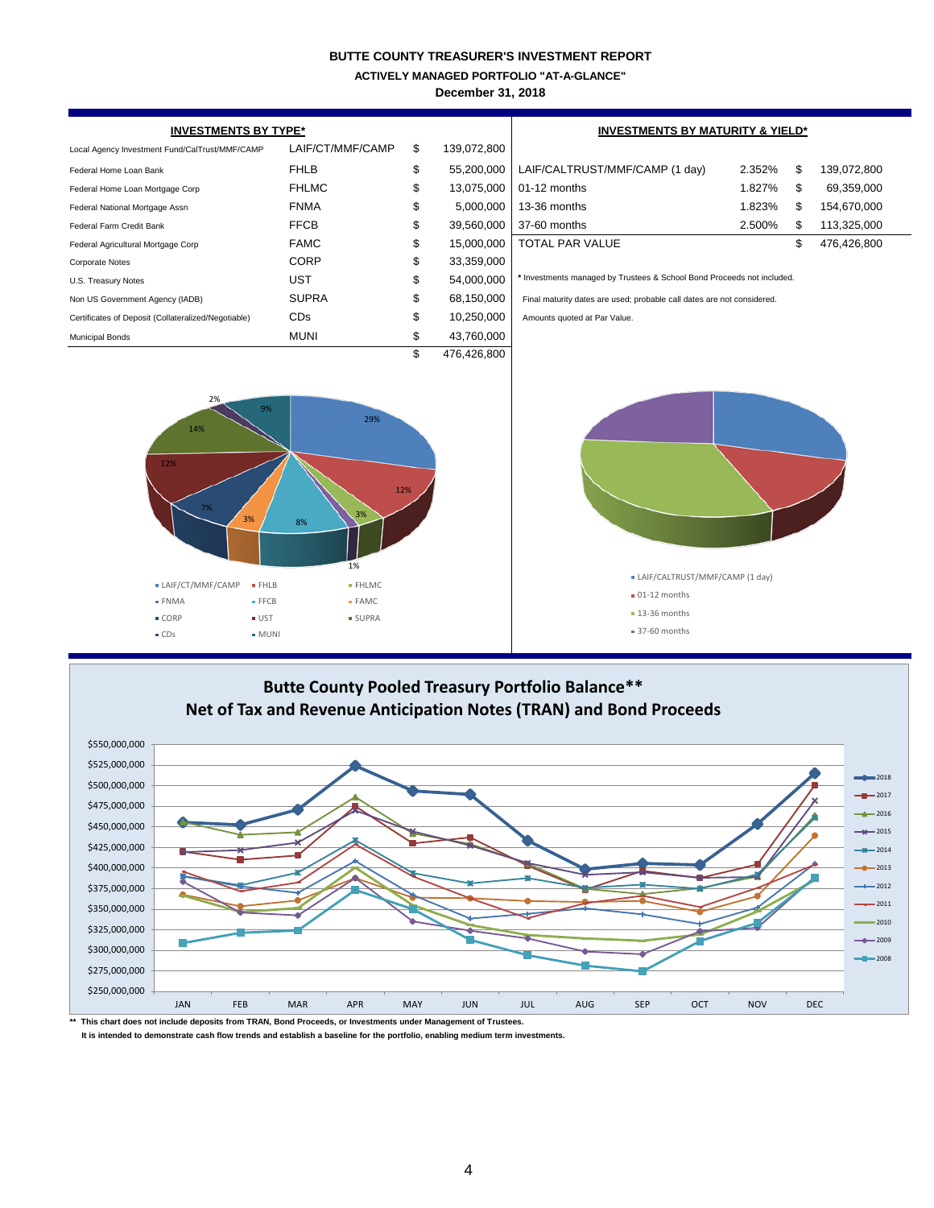# BUTTE COUNTY TREASURER'S INVESTMENT REPORT

**ACTIVELY MANAGED PORTFOLIO "AT-A-GLANCE"**

**December 31, 2018**

## INVESTMENTS BY TYPE*

| | | | |
|---|---|---|---|
| Local Agency Investment Fund/CalTrust/MMF/CAMP | LAIF/CT/MMF/CAMP | $ | 139,072,800 |
| Federal Home Loan Bank | FHLB | $ | 55,200,000 |
| Federal Home Loan Mortgage Corp | FHLMC | $ | 13,075,000 |
| Federal National Mortgage Assn | FNMA | $ | 5,000,000 |
| Federal Farm Credit Bank | FFCB | $ | 39,560,000 |
| Federal Agricultural Mortgage Corp | FAMC | $ | 15,000,000 |
| Corporate Notes | CORP | $ | 33,359,000 |
| U.S. Treasury Notes | UST | $ | 54,000,000 |
| Non US Government Agency (IADB) | SUPRA | $ | 68,150,000 |
| Certificates of Deposit (Collateralized/Negotiable) | CDs | $ | 10,250,000 |
| Municipal Bonds | MUNI | $ | 43,760,000 |
| | | $ | 476,426,800 |

29%
12%
3%
1%
8%
3%
7%
12%
14%
2%
9%

LAIF/CT/MMF/CAMP, FHLB, FHLMC, FNMA, FFCB, FAMC, CORP, UST, SUPRA, CDs, MUNI

## INVESTMENTS BY MATURITY & YIELD*

| | | | |
|---|---|---|---|
| LAIF/CALTRUST/MMF/CAMP (1 day) | 2.352% | $ | 139,072,800 |
| 01-12 months | 1.827% | $ | 69,359,000 |
| 13-36 months | 1.823% | $ | 154,670,000 |
| 37-60 months | 2.500% | $ | 113,325,000 |
| TOTAL PAR VALUE | | $ | 476,426,800 |

\* Investments managed by Trustees & School Bond Proceeds not included.

Final maturity dates are used; probable call dates are not considered.

Amounts quoted at Par Value.

LAIF/CALTRUST/MMF/CAMP (1 day)
01-12 months
13-36 months
37-60 months

## Butte County Pooled Treasury Portfolio Balance**
## Net of Tax and Revenue Anticipation Notes (TRAN) and Bond Proceeds

$550,000,000
$525,000,000
$500,000,000
$475,000,000
$450,000,000
$425,000,000
$400,000,000
$375,000,000
$350,000,000
$325,000,000
$300,000,000
$275,000,000
$250,000,000

JAN FEB MAR APR MAY JUN JUL AUG SEP OCT NOV DEC

2018, 2017, 2016, 2015, 2014, 2013, 2012, 2011, 2010, 2009, 2008

**\*\* This chart does not include deposits from TRAN, Bond Proceeds, or Investments under Management of Trustees.**

**It is intended to demonstrate cash flow trends and establish a baseline for the portfolio, enabling medium term investments.**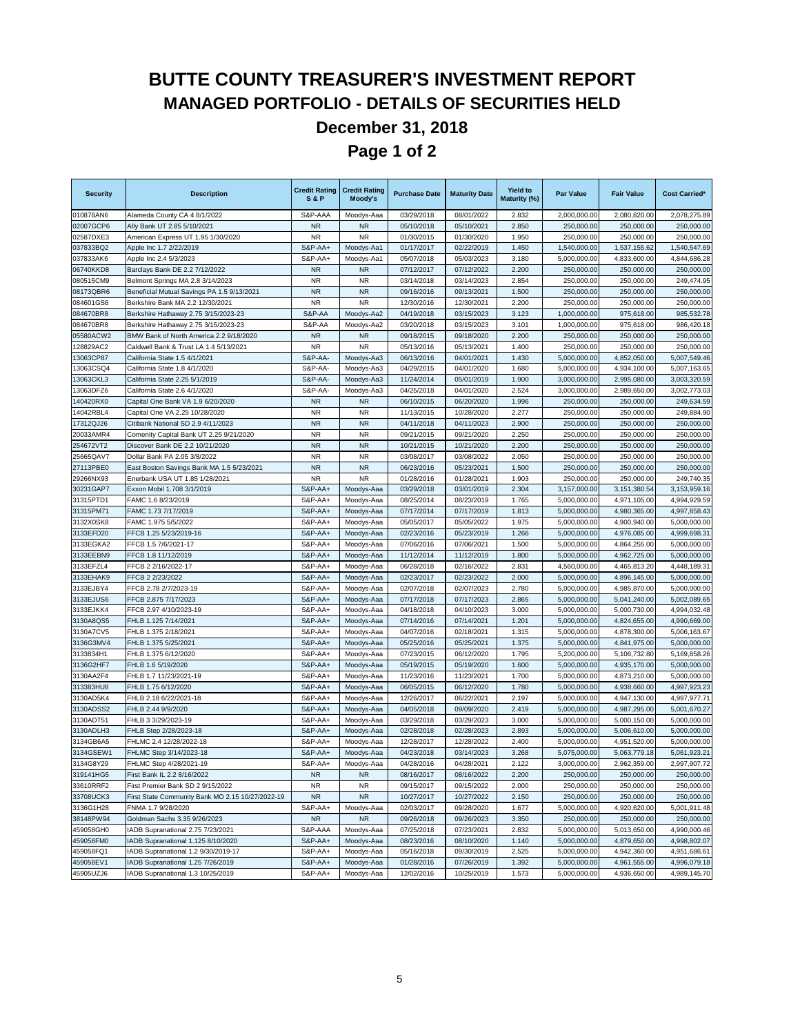# BUTTE COUNTY TREASURER'S INVESTMENT REPORT

## MANAGED PORTFOLIO - DETAILS OF SECURITIES HELD

## December 31, 2018

## Page 1 of 2

| Security | Description | Credit Rating S & P | Credit Rating Moody's | Purchase Date | Maturity Date | Yield to Maturity (%) | Par Value | Fair Value | Cost Carried* |
|---|---|---|---|---|---|---|---|---|---|
| 010878AN6 | Alameda County CA 4 8/1/2022 | S&P-AAA | Moodys-Aaa | 03/29/2018 | 08/01/2022 | 2.832 | 2,000,000.00 | 2,080,820.00 | 2,078,275.89 |
| 02007GCP6 | Ally Bank UT 2.85 5/10/2021 | NR | NR | 05/10/2018 | 05/10/2021 | 2.850 | 250,000.00 | 250,000.00 | 250,000.00 |
| 02587DXE3 | American Express UT 1.95 1/30/2020 | NR | NR | 01/30/2015 | 01/30/2020 | 1.950 | 250,000.00 | 250,000.00 | 250,000.00 |
| 037833BQ2 | Apple Inc 1.7 2/22/2019 | S&P-AA+ | Moodys-Aa1 | 01/17/2017 | 02/22/2019 | 1.450 | 1,540,000.00 | 1,537,155.62 | 1,540,547.69 |
| 037833AK6 | Apple Inc 2.4 5/3/2023 | S&P-AA+ | Moodys-Aa1 | 05/07/2018 | 05/03/2023 | 3.180 | 5,000,000.00 | 4,833,600.00 | 4,844,686.28 |
| 06740KKD8 | Barclays Bank DE 2.2 7/12/2022 | NR | NR | 07/12/2017 | 07/12/2022 | 2.200 | 250,000.00 | 250,000.00 | 250,000.00 |
| 080515CM9 | Belmont Springs MA 2.8 3/14/2023 | NR | NR | 03/14/2018 | 03/14/2023 | 2.854 | 250,000.00 | 250,000.00 | 249,474.95 |
| 08173QBR6 | Beneficial Mutual Savings PA 1.5 9/13/2021 | NR | NR | 09/16/2016 | 09/13/2021 | 1.500 | 250,000.00 | 250,000.00 | 250,000.00 |
| 084601GS6 | Berkshire Bank MA 2.2 12/30/2021 | NR | NR | 12/30/2016 | 12/30/2021 | 2.200 | 250,000.00 | 250,000.00 | 250,000.00 |
| 084670BR8 | Berkshire Hathaway 2.75 3/15/2023-23 | S&P-AA | Moodys-Aa2 | 04/19/2018 | 03/15/2023 | 3.123 | 1,000,000.00 | 975,618.00 | 985,532.78 |
| 084670BR8 | Berkshire Hathaway 2.75 3/15/2023-23 | S&P-AA | Moodys-Aa2 | 03/20/2018 | 03/15/2023 | 3.101 | 1,000,000.00 | 975,618.00 | 986,420.18 |
| 05580ACW2 | BMW Bank of North America 2.2 9/18/2020 | NR | NR | 09/18/2015 | 09/18/2020 | 2.200 | 250,000.00 | 250,000.00 | 250,000.00 |
| 128829AC2 | Caldwell Bank & Trust LA 1.4 5/13/2021 | NR | NR | 05/13/2016 | 05/13/2021 | 1.400 | 250,000.00 | 250,000.00 | 250,000.00 |
| 13063CP87 | California State 1.5 4/1/2021 | S&P-AA- | Moodys-Aa3 | 06/13/2016 | 04/01/2021 | 1.430 | 5,000,000.00 | 4,852,050.00 | 5,007,549.46 |
| 13063CSQ4 | California State 1.8 4/1/2020 | S&P-AA- | Moodys-Aa3 | 04/29/2015 | 04/01/2020 | 1.680 | 5,000,000.00 | 4,934,100.00 | 5,007,163.65 |
| 13063CKL3 | California State 2.25 5/1/2019 | S&P-AA- | Moodys-Aa3 | 11/24/2014 | 05/01/2019 | 1.900 | 3,000,000.00 | 2,995,080.00 | 3,003,320.59 |
| 13063DFZ6 | California State 2.6 4/1/2020 | S&P-AA- | Moodys-Aa3 | 04/25/2018 | 04/01/2020 | 2.524 | 3,000,000.00 | 2,989,650.00 | 3,002,773.03 |
| 140420RX0 | Capital One Bank VA 1.9 6/20/2020 | NR | NR | 06/10/2015 | 06/20/2020 | 1.996 | 250,000.00 | 250,000.00 | 249,634.59 |
| 14042RBL4 | Capital One VA 2.25 10/28/2020 | NR | NR | 11/13/2015 | 10/28/2020 | 2.277 | 250,000.00 | 250,000.00 | 249,884.90 |
| 17312QJ26 | Citibank National SD 2.9 4/11/2023 | NR | NR | 04/11/2018 | 04/11/2023 | 2.900 | 250,000.00 | 250,000.00 | 250,000.00 |
| 20033AMR4 | Comenity Capital Bank UT 2.25 9/21/2020 | NR | NR | 09/21/2015 | 09/21/2020 | 2.250 | 250,000.00 | 250,000.00 | 250,000.00 |
| 254672VT2 | Discover Bank DE 2.2 10/21/2020 | NR | NR | 10/21/2015 | 10/21/2020 | 2.200 | 250,000.00 | 250,000.00 | 250,000.00 |
| 25665QAV7 | Dollar Bank PA 2.05 3/8/2022 | NR | NR | 03/08/2017 | 03/08/2022 | 2.050 | 250,000.00 | 250,000.00 | 250,000.00 |
| 27113PBE0 | East Boston Savings Bank MA 1.5 5/23/2021 | NR | NR | 06/23/2016 | 05/23/2021 | 1.500 | 250,000.00 | 250,000.00 | 250,000.00 |
| 29266NX93 | Enerbank USA UT 1.85 1/28/2021 | NR | NR | 01/28/2016 | 01/28/2021 | 1.903 | 250,000.00 | 250,000.00 | 249,740.35 |
| 30231GAP7 | Exxon Mobil 1.708 3/1/2019 | S&P-AA+ | Moodys-Aaa | 03/29/2018 | 03/01/2019 | 2.304 | 3,157,000.00 | 3,151,380.54 | 3,153,959.16 |
| 31315PTD1 | FAMC 1.6 8/23/2019 | S&P-AA+ | Moodys-Aaa | 08/25/2014 | 08/23/2019 | 1.765 | 5,000,000.00 | 4,971,105.00 | 4,994,929.59 |
| 31315PM71 | FAMC 1.73 7/17/2019 | S&P-AA+ | Moodys-Aaa | 07/17/2014 | 07/17/2019 | 1.813 | 5,000,000.00 | 4,980,365.00 | 4,997,858.43 |
| 3132X0SK8 | FAMC 1.975 5/5/2022 | S&P-AA+ | Moodys-Aaa | 05/05/2017 | 05/05/2022 | 1.975 | 5,000,000.00 | 4,900,940.00 | 5,000,000.00 |
| 3133EFD20 | FFCB 1.25 5/23/2019-16 | S&P-AA+ | Moodys-Aaa | 02/23/2016 | 05/23/2019 | 1.266 | 5,000,000.00 | 4,976,085.00 | 4,999,698.31 |
| 3133EGKA2 | FFCB 1.5 7/6/2021-17 | S&P-AA+ | Moodys-Aaa | 07/06/2016 | 07/06/2021 | 1.500 | 5,000,000.00 | 4,864,255.00 | 5,000,000.00 |
| 3133EEBN9 | FFCB 1.8 11/12/2019 | S&P-AA+ | Moodys-Aaa | 11/12/2014 | 11/12/2019 | 1.800 | 5,000,000.00 | 4,962,725.00 | 5,000,000.00 |
| 3133EFZL4 | FFCB 2 2/16/2022-17 | S&P-AA+ | Moodys-Aaa | 06/28/2018 | 02/16/2022 | 2.831 | 4,560,000.00 | 4,465,813.20 | 4,448,189.31 |
| 3133EHAK9 | FFCB 2 2/23/2022 | S&P-AA+ | Moodys-Aaa | 02/23/2017 | 02/23/2022 | 2.000 | 5,000,000.00 | 4,896,145.00 | 5,000,000.00 |
| 3133EJBY4 | FFCB 2.78 2/7/2023-19 | S&P-AA+ | Moodys-Aaa | 02/07/2018 | 02/07/2023 | 2.780 | 5,000,000.00 | 4,985,870.00 | 5,000,000.00 |
| 3133EJUS6 | FFCB 2.875 7/17/2023 | S&P-AA+ | Moodys-Aaa | 07/17/2018 | 07/17/2023 | 2.865 | 5,000,000.00 | 5,041,240.00 | 5,002,089.65 |
| 3133EJKK4 | FFCB 2.97 4/10/2023-19 | S&P-AA+ | Moodys-Aaa | 04/18/2018 | 04/10/2023 | 3.000 | 5,000,000.00 | 5,000,730.00 | 4,994,032.48 |
| 3130A8QS5 | FHLB 1.125 7/14/2021 | S&P-AA+ | Moodys-Aaa | 07/14/2016 | 07/14/2021 | 1.201 | 5,000,000.00 | 4,824,655.00 | 4,990,669.00 |
| 3130A7CV5 | FHLB 1.375 2/18/2021 | S&P-AA+ | Moodys-Aaa | 04/07/2016 | 02/18/2021 | 1.315 | 5,000,000.00 | 4,878,300.00 | 5,006,163.67 |
| 3136G3MV4 | FHLB 1.375 5/25/2021 | S&P-AA+ | Moodys-Aaa | 05/25/2016 | 05/25/2021 | 1.375 | 5,000,000.00 | 4,841,975.00 | 5,000,000.00 |
| 3133834H1 | FHLB 1.375 6/12/2020 | S&P-AA+ | Moodys-Aaa | 07/23/2015 | 06/12/2020 | 1.795 | 5,200,000.00 | 5,106,732.80 | 5,169,858.26 |
| 3136G2HF7 | FHLB 1.6 5/19/2020 | S&P-AA+ | Moodys-Aaa | 05/19/2015 | 05/19/2020 | 1.600 | 5,000,000.00 | 4,935,170.00 | 5,000,000.00 |
| 3130AA2F4 | FHLB 1.7 11/23/2021-19 | S&P-AA+ | Moodys-Aaa | 11/23/2016 | 11/23/2021 | 1.700 | 5,000,000.00 | 4,873,210.00 | 5,000,000.00 |
| 313383HU8 | FHLB 1.75 6/12/2020 | S&P-AA+ | Moodys-Aaa | 06/05/2015 | 06/12/2020 | 1.780 | 5,000,000.00 | 4,938,660.00 | 4,997,923.23 |
| 3130AD5K4 | FHLB 2.18 6/22/2021-18 | S&P-AA+ | Moodys-Aaa | 12/26/2017 | 06/22/2021 | 2.197 | 5,000,000.00 | 4,947,130.00 | 4,997,977.71 |
| 3130ADSS2 | FHLB 2.44 9/9/2020 | S&P-AA+ | Moodys-Aaa | 04/05/2018 | 09/09/2020 | 2.419 | 5,000,000.00 | 4,987,295.00 | 5,001,670.27 |
| 3130ADT51 | FHLB 3 3/29/2023-19 | S&P-AA+ | Moodys-Aaa | 03/29/2018 | 03/29/2023 | 3.000 | 5,000,000.00 | 5,000,150.00 | 5,000,000.00 |
| 3130ADLH3 | FHLB Step 2/28/2023-18 | S&P-AA+ | Moodys-Aaa | 02/28/2018 | 02/28/2023 | 2.893 | 5,000,000.00 | 5,006,610.00 | 5,000,000.00 |
| 3134GB6A5 | FHLMC 2.4 12/28/2022-18 | S&P-AA+ | Moodys-Aaa | 12/28/2017 | 12/28/2022 | 2.400 | 5,000,000.00 | 4,951,520.00 | 5,000,000.00 |
| 3134GSEW1 | FHLMC Step 3/14/2023-18 | S&P-AA+ | Moodys-Aaa | 04/23/2018 | 03/14/2023 | 3.268 | 5,075,000.00 | 5,063,779.18 | 5,061,923.21 |
| 3134G8Y29 | FHLMC Step 4/28/2021-19 | S&P-AA+ | Moodys-Aaa | 04/28/2016 | 04/28/2021 | 2.122 | 3,000,000.00 | 2,962,359.00 | 2,997,907.72 |
| 319141HG5 | First Bank IL 2.2 8/16/2022 | NR | NR | 08/16/2017 | 08/16/2022 | 2.200 | 250,000.00 | 250,000.00 | 250,000.00 |
| 33610RRF2 | First Premier Bank SD 2 9/15/2022 | NR | NR | 09/15/2017 | 09/15/2022 | 2.000 | 250,000.00 | 250,000.00 | 250,000.00 |
| 33708UCK3 | First State Community Bank MO 2.15 10/27/2022-19 | NR | NR | 10/27/2017 | 10/27/2022 | 2.150 | 250,000.00 | 250,000.00 | 250,000.00 |
| 3136G1H28 | FNMA 1.7 9/28/2020 | S&P-AA+ | Moodys-Aaa | 02/03/2017 | 09/28/2020 | 1.677 | 5,000,000.00 | 4,920,620.00 | 5,001,911.48 |
| 38148PW94 | Goldman Sachs 3.35 9/26/2023 | NR | NR | 09/26/2018 | 09/26/2023 | 3.350 | 250,000.00 | 250,000.00 | 250,000.00 |
| 459058GH0 | IADB Supranational 2.75 7/23/2021 | S&P-AAA | Moodys-Aaa | 07/25/2018 | 07/23/2021 | 2.832 | 5,000,000.00 | 5,013,650.00 | 4,990,000.46 |
| 459058FM0 | IADB Supranational 1.125 8/10/2020 | S&P-AA+ | Moodys-Aaa | 08/23/2016 | 08/10/2020 | 1.140 | 5,000,000.00 | 4,879,650.00 | 4,998,802.07 |
| 459058FQ1 | IADB Supranational 1.2 9/30/2019-17 | S&P-AA+ | Moodys-Aaa | 05/16/2018 | 09/30/2019 | 2.525 | 5,000,000.00 | 4,942,360.00 | 4,951,686.61 |
| 459058EV1 | IADB Supranational 1.25 7/26/2019 | S&P-AA+ | Moodys-Aaa | 01/28/2016 | 07/26/2019 | 1.392 | 5,000,000.00 | 4,961,555.00 | 4,996,079.18 |
| 45905UZJ6 | IADB Supranational 1.3 10/25/2019 | S&P-AA+ | Moodys-Aaa | 12/02/2016 | 10/25/2019 | 1.573 | 5,000,000.00 | 4,936,650.00 | 4,989,145.70 |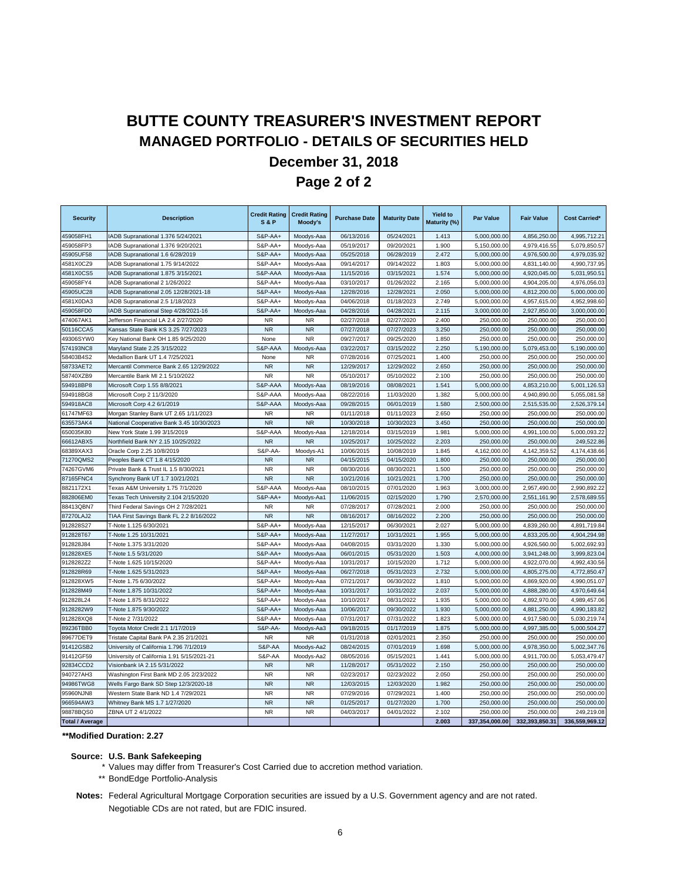# BUTTE COUNTY TREASURER'S INVESTMENT REPORT

## MANAGED PORTFOLIO - DETAILS OF SECURITIES HELD

## December 31, 2018

## Page 2 of 2

| Security | Description | Credit Rating S & P | Credit Rating Moody's | Purchase Date | Maturity Date | Yield to Maturity (%) | Par Value | Fair Value | Cost Carried* |
|---|---|---|---|---|---|---|---|---|---|
| 459058FH1 | IADB Supranational 1.376 5/24/2021 | S&P-AA+ | Moodys-Aaa | 06/13/2016 | 05/24/2021 | 1.413 | 5,000,000.00 | 4,856,250.00 | 4,995,712.21 |
| 459058FP3 | IADB Supranational 1.376 9/20/2021 | S&P-AA+ | Moodys-Aaa | 05/19/2017 | 09/20/2021 | 1.900 | 5,150,000.00 | 4,979,416.55 | 5,079,850.57 |
| 45905UF58 | IADB Supranational 1.6 6/28/2019 | S&P-AA+ | Moodys-Aaa | 05/25/2018 | 06/28/2019 | 2.472 | 5,000,000.00 | 4,976,500.00 | 4,979,035.92 |
| 4581X0CZ9 | IADB Supranational 1.75 9/14/2022 | S&P-AA+ | Moodys-Aaa | 09/14/2017 | 09/14/2022 | 1.803 | 5,000,000.00 | 4,831,140.00 | 4,990,737.95 |
| 4581X0CS5 | IADB Supranational 1.875 3/15/2021 | S&P-AAA | Moodys-Aaa | 11/15/2016 | 03/15/2021 | 1.574 | 5,000,000.00 | 4,920,045.00 | 5,031,950.51 |
| 459058FY4 | IADB Supranational 2 1/26/2022 | S&P-AA+ | Moodys-Aaa | 03/10/2017 | 01/26/2022 | 2.165 | 5,000,000.00 | 4,904,205.00 | 4,976,056.03 |
| 45905UC28 | IADB Supranational 2.05 12/28/2021-18 | S&P-AA+ | Moodys-Aaa | 12/28/2016 | 12/28/2021 | 2.050 | 5,000,000.00 | 4,812,200.00 | 5,000,000.00 |
| 4581X0DA3 | IADB Supranational 2.5 1/18/2023 | S&P-AA+ | Moodys-Aaa | 04/06/2018 | 01/18/2023 | 2.749 | 5,000,000.00 | 4,957,615.00 | 4,952,998.60 |
| 459058FD0 | IADB Supranational Step 4/28/2021-16 | S&P-AA+ | Moodys-Aaa | 04/28/2016 | 04/28/2021 | 2.115 | 3,000,000.00 | 2,927,850.00 | 3,000,000.00 |
| 474067AK1 | Jefferson Financial LA 2.4 2/27/2020 | NR | NR | 02/27/2018 | 02/27/2020 | 2.400 | 250,000.00 | 250,000.00 | 250,000.00 |
| 50116CCA5 | Kansas State Bank KS 3.25 7/27/2023 | NR | NR | 07/27/2018 | 07/27/2023 | 3.250 | 250,000.00 | 250,000.00 | 250,000.00 |
| 49306SYW0 | Key National Bank OH 1.85 9/25/2020 | None | NR | 09/27/2017 | 09/25/2020 | 1.850 | 250,000.00 | 250,000.00 | 250,000.00 |
| 574193NC8 | Maryland State 2.25 3/15/2022 | S&P-AAA | Moodys-Aaa | 03/22/2017 | 03/15/2022 | 2.250 | 5,190,000.00 | 5,079,453.00 | 5,190,000.00 |
| 58403B4S2 | Medallion Bank UT 1.4 7/25/2021 | None | NR | 07/28/2016 | 07/25/2021 | 1.400 | 250,000.00 | 250,000.00 | 250,000.00 |
| 58733AET2 | Mercantil Commerce Bank 2.65 12/29/2022 | NR | NR | 12/29/2017 | 12/29/2022 | 2.650 | 250,000.00 | 250,000.00 | 250,000.00 |
| 58740XZB9 | Mercantile Bank MI 2.1 5/10/2022 | NR | NR | 05/10/2017 | 05/10/2022 | 2.100 | 250,000.00 | 250,000.00 | 250,000.00 |
| 594918BP8 | Microsoft Corp 1.55 8/8/2021 | S&P-AAA | Moodys-Aaa | 08/19/2016 | 08/08/2021 | 1.541 | 5,000,000.00 | 4,853,210.00 | 5,001,126.53 |
| 594918BG8 | Microsoft Corp 2 11/3/2020 | S&P-AAA | Moodys-Aaa | 08/22/2016 | 11/03/2020 | 1.382 | 5,000,000.00 | 4,940,890.00 | 5,055,081.58 |
| 594918AC8 | Microsoft Corp 4.2 6/1/2019 | S&P-AAA | Moodys-Aaa | 09/28/2015 | 06/01/2019 | 1.580 | 2,500,000.00 | 2,515,535.00 | 2,526,379.14 |
| 61747MF63 | Morgan Stanley Bank UT 2.65 1/11/2023 | NR | NR | 01/11/2018 | 01/11/2023 | 2.650 | 250,000.00 | 250,000.00 | 250,000.00 |
| 635573AK4 | National Cooperative Bank 3.45 10/30/2023 | NR | NR | 10/30/2018 | 10/30/2023 | 3.450 | 250,000.00 | 250,000.00 | 250,000.00 |
| 650035K80 | New York State 1.99 3/15/2019 | S&P-AAA | Moodys-Aaa | 12/18/2014 | 03/15/2019 | 1.981 | 5,000,000.00 | 4,991,100.00 | 5,000,093.22 |
| 66612ABX5 | Northfield Bank NY 2.15 10/25/2022 | NR | NR | 10/25/2017 | 10/25/2022 | 2.203 | 250,000.00 | 250,000.00 | 249,522.86 |
| 68389XAX3 | Oracle Corp 2.25 10/8/2019 | S&P-AA- | Moodys-A1 | 10/06/2015 | 10/08/2019 | 1.845 | 4,162,000.00 | 4,142,359.52 | 4,174,438.66 |
| 71270QMS2 | Peoples Bank CT 1.8 4/15/2020 | NR | NR | 04/15/2015 | 04/15/2020 | 1.800 | 250,000.00 | 250,000.00 | 250,000.00 |
| 74267GVM6 | Private Bank & Trust IL 1.5 8/30/2021 | NR | NR | 08/30/2016 | 08/30/2021 | 1.500 | 250,000.00 | 250,000.00 | 250,000.00 |
| 87165FNC4 | Synchrony Bank UT 1.7 10/21/2021 | NR | NR | 10/21/2016 | 10/21/2021 | 1.700 | 250,000.00 | 250,000.00 | 250,000.00 |
| 8821172X1 | Texas A&M University 1.75 7/1/2020 | S&P-AAA | Moodys-Aaa | 08/10/2015 | 07/01/2020 | 1.963 | 3,000,000.00 | 2,957,490.00 | 2,990,892.22 |
| 882806EM0 | Texas Tech University 2.104 2/15/2020 | S&P-AA+ | Moodys-Aa1 | 11/06/2015 | 02/15/2020 | 1.790 | 2,570,000.00 | 2,551,161.90 | 2,578,689.55 |
| 88413QBN7 | Third Federal Savings OH 2 7/28/2021 | NR | NR | 07/28/2017 | 07/28/2021 | 2.000 | 250,000.00 | 250,000.00 | 250,000.00 |
| 87270LAJ2 | TIAA First Savings Bank FL 2.2 8/16/2022 | NR | NR | 08/16/2017 | 08/16/2022 | 2.200 | 250,000.00 | 250,000.00 | 250,000.00 |
| 912828S27 | T-Note 1.125 6/30/2021 | S&P-AA+ | Moodys-Aaa | 12/15/2017 | 06/30/2021 | 2.027 | 5,000,000.00 | 4,839,260.00 | 4,891,719.84 |
| 912828T67 | T-Note 1.25 10/31/2021 | S&P-AA+ | Moodys-Aaa | 11/27/2017 | 10/31/2021 | 1.955 | 5,000,000.00 | 4,833,205.00 | 4,904,294.98 |
| 912828J84 | T-Note 1.375 3/31/2020 | S&P-AA+ | Moodys-Aaa | 04/08/2015 | 03/31/2020 | 1.330 | 5,000,000.00 | 4,926,560.00 | 5,002,692.93 |
| 912828XE5 | T-Note 1.5 5/31/2020 | S&P-AA+ | Moodys-Aaa | 06/01/2015 | 05/31/2020 | 1.503 | 4,000,000.00 | 3,941,248.00 | 3,999,823.04 |
| 9128282Z2 | T-Note 1.625 10/15/2020 | S&P-AA+ | Moodys-Aaa | 10/31/2017 | 10/15/2020 | 1.712 | 5,000,000.00 | 4,922,070.00 | 4,992,430.56 |
| 912828R69 | T-Note 1.625 5/31/2023 | S&P-AA+ | Moodys-Aaa | 06/27/2018 | 05/31/2023 | 2.732 | 5,000,000.00 | 4,805,275.00 | 4,772,850.47 |
| 912828XW5 | T-Note 1.75 6/30/2022 | S&P-AA+ | Moodys-Aaa | 07/21/2017 | 06/30/2022 | 1.810 | 5,000,000.00 | 4,869,920.00 | 4,990,051.07 |
| 912828M49 | T-Note 1.875 10/31/2022 | S&P-AA+ | Moodys-Aaa | 10/31/2017 | 10/31/2022 | 2.037 | 5,000,000.00 | 4,888,280.00 | 4,970,649.64 |
| 912828L24 | T-Note 1.875 8/31/2022 | S&P-AA+ | Moodys-Aaa | 10/10/2017 | 08/31/2022 | 1.935 | 5,000,000.00 | 4,892,970.00 | 4,989,457.06 |
| 9128282W9 | T-Note 1.875 9/30/2022 | S&P-AA+ | Moodys-Aaa | 10/06/2017 | 09/30/2022 | 1.930 | 5,000,000.00 | 4,881,250.00 | 4,990,183.82 |
| 912828XQ8 | T-Note 2 7/31/2022 | S&P-AA+ | Moodys-Aaa | 07/31/2017 | 07/31/2022 | 1.823 | 5,000,000.00 | 4,917,580.00 | 5,030,219.74 |
| 89236TBB0 | Toyota Motor Credit 2.1 1/17/2019 | S&P-AA- | Moodys-Aa3 | 09/18/2015 | 01/17/2019 | 1.875 | 5,000,000.00 | 4,997,385.00 | 5,000,504.27 |
| 89677DET9 | Tristate Capital Bank PA 2.35 2/1/2021 | NR | NR | 01/31/2018 | 02/01/2021 | 2.350 | 250,000.00 | 250,000.00 | 250,000.00 |
| 91412GSB2 | University of California 1.796 7/1/2019 | S&P-AA | Moodys-Aa2 | 08/24/2015 | 07/01/2019 | 1.698 | 5,000,000.00 | 4,978,350.00 | 5,002,347.76 |
| 91412GF59 | University of California 1.91 5/15/2021-21 | S&P-AA | Moodys-Aa2 | 08/05/2016 | 05/15/2021 | 1.441 | 5,000,000.00 | 4,911,700.00 | 5,053,479.47 |
| 92834CCD2 | Visionbank IA 2.15 5/31/2022 | NR | NR | 11/28/2017 | 05/31/2022 | 2.150 | 250,000.00 | 250,000.00 | 250,000.00 |
| 940727AH3 | Washington First Bank MD 2.05 2/23/2022 | NR | NR | 02/23/2017 | 02/23/2022 | 2.050 | 250,000.00 | 250,000.00 | 250,000.00 |
| 94986TWG8 | Wells Fargo Bank SD Step 12/3/2020-18 | NR | NR | 12/03/2015 | 12/03/2020 | 1.982 | 250,000.00 | 250,000.00 | 250,000.00 |
| 95960NJN8 | Western State Bank ND 1.4 7/29/2021 | NR | NR | 07/29/2016 | 07/29/2021 | 1.400 | 250,000.00 | 250,000.00 | 250,000.00 |
| 966594AW3 | Whitney Bank MS 1.7 1/27/2020 | NR | NR | 01/25/2017 | 01/27/2020 | 1.700 | 250,000.00 | 250,000.00 | 250,000.00 |
| 98878BQS0 | ZBNA UT 2 4/1/2022 | NR | NR | 04/03/2017 | 04/01/2022 | 2.102 | 250,000.00 | 250,000.00 | 249,219.08 |
| **Total / Average** | | | | | | **2.003** | **337,354,000.00** | **332,393,850.31** | **336,559,969.12** |

**\*\*Modified Duration: 2.27**

**Source: U.S. Bank Safekeeping**

\* Values may differ from Treasurer's Cost Carried due to accretion method variation.

\*\* BondEdge Portfolio-Analysis

**Notes:** Federal Agricultural Mortgage Corporation securities are issued by a U.S. Government agency and are not rated.
Negotiable CDs are not rated, but are FDIC insured.